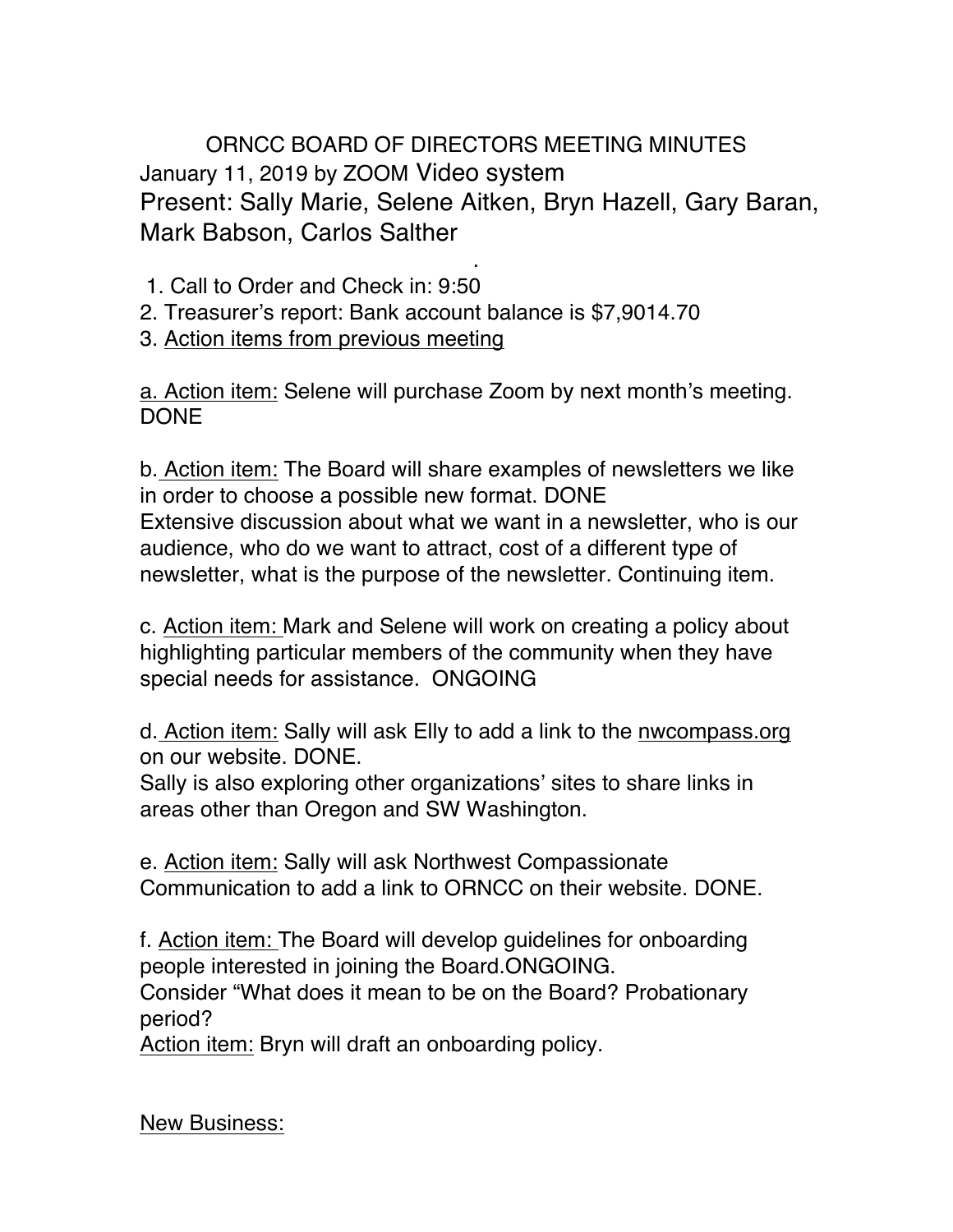# ORNCC BOARD OF DIRECTORS MEETING MINUTES

January 11, 2019 by ZOOM Video system

Present: Sally Marie, Selene Aitken, Bryn Hazell, Gary Baran, Mark Babson, Carlos Salther

1. Call to Order and Check in: 9:50
2. Treasurer's report: Bank account balance is $7,9014.70
3. Action items from previous meeting

a. Action item: Selene will purchase Zoom by next month's meeting. DONE

b. Action item: The Board will share examples of newsletters we like in order to choose a possible new format. DONE
Extensive discussion about what we want in a newsletter, who is our audience, who do we want to attract, cost of a different type of newsletter, what is the purpose of the newsletter. Continuing item.

c. Action item: Mark and Selene will work on creating a policy about highlighting particular members of the community when they have special needs for assistance. ONGOING

d. Action item: Sally will ask Elly to add a link to the nwcompass.org on our website. DONE.
Sally is also exploring other organizations' sites to share links in areas other than Oregon and SW Washington.

e. Action item: Sally will ask Northwest Compassionate Communication to add a link to ORNCC on their website. DONE.

f. Action item: The Board will develop guidelines for onboarding people interested in joining the Board.ONGOING.
Consider "What does it mean to be on the Board? Probationary period?
Action item: Bryn will draft an onboarding policy.

New Business: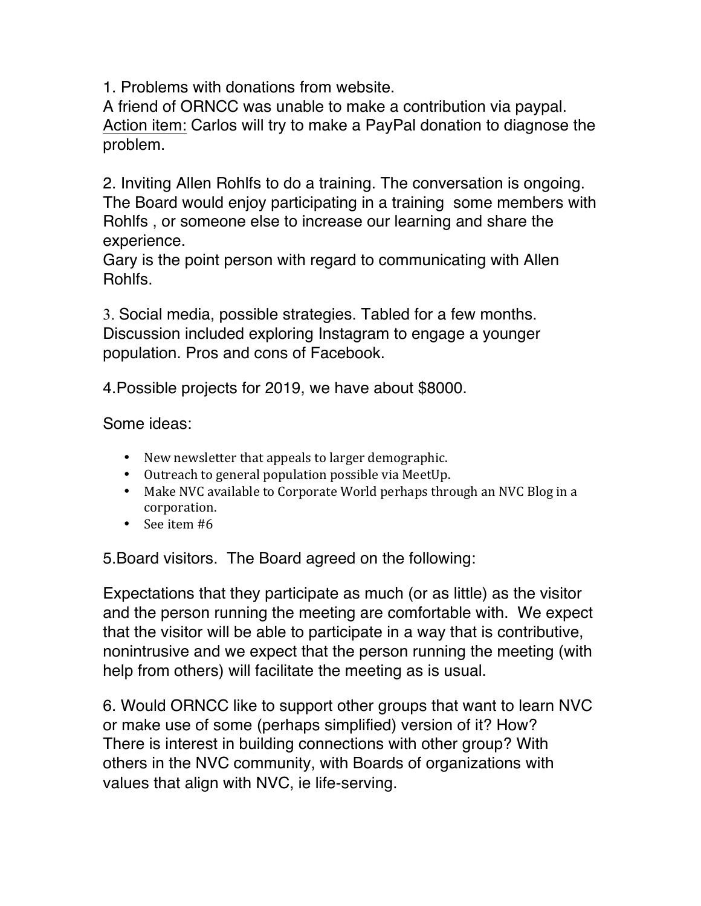1. Problems with donations from website.
A friend of ORNCC was unable to make a contribution via paypal.
<u>Action item:</u> Carlos will try to make a PayPal donation to diagnose the problem.

2. Inviting Allen Rohlfs to do a training. The conversation is ongoing. The Board would enjoy participating in a training some members with Rohlfs , or someone else to increase our learning and share the experience.
Gary is the point person with regard to communicating with Allen Rohlfs.

3. Social media, possible strategies. Tabled for a few months. Discussion included exploring Instagram to engage a younger population. Pros and cons of Facebook.

4.Possible projects for 2019, we have about $8000.

Some ideas:

- New newsletter that appeals to larger demographic.
- Outreach to general population possible via MeetUp.
- Make NVC available to Corporate World perhaps through an NVC Blog in a corporation.
- See item #6

5.Board visitors. The Board agreed on the following:

Expectations that they participate as much (or as little) as the visitor and the person running the meeting are comfortable with. We expect that the visitor will be able to participate in a way that is contributive, nonintrusive and we expect that the person running the meeting (with help from others) will facilitate the meeting as is usual.

6. Would ORNCC like to support other groups that want to learn NVC or make use of some (perhaps simplified) version of it? How? There is interest in building connections with other group? With others in the NVC community, with Boards of organizations with values that align with NVC, ie life-serving.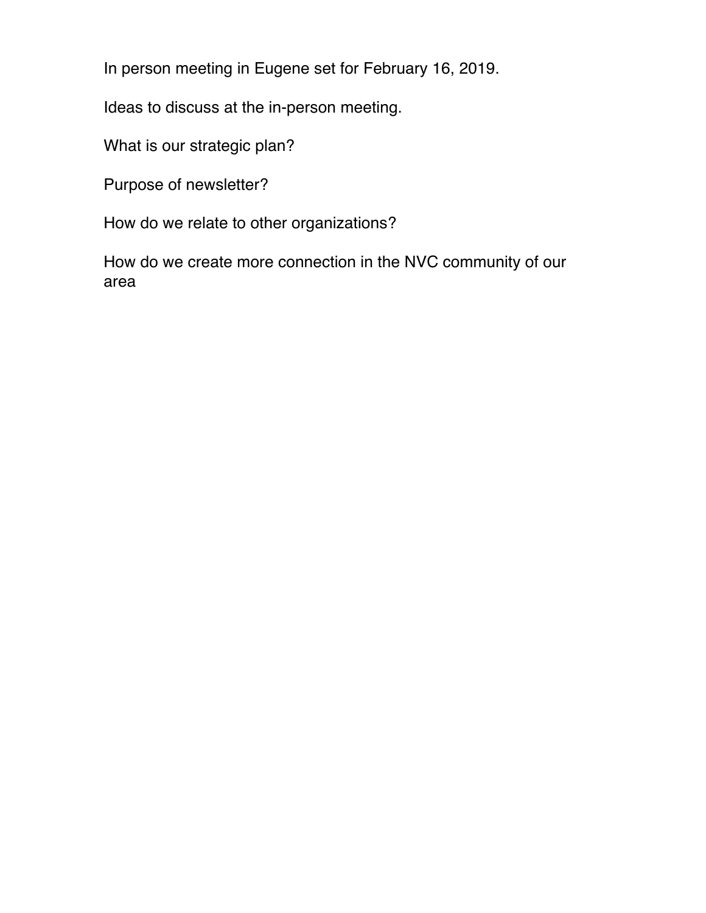In person meeting in Eugene set for February 16, 2019.

Ideas to discuss at the in-person meeting.

What is our strategic plan?

Purpose of newsletter?

How do we relate to other organizations?

How do we create more connection in the NVC community of our area